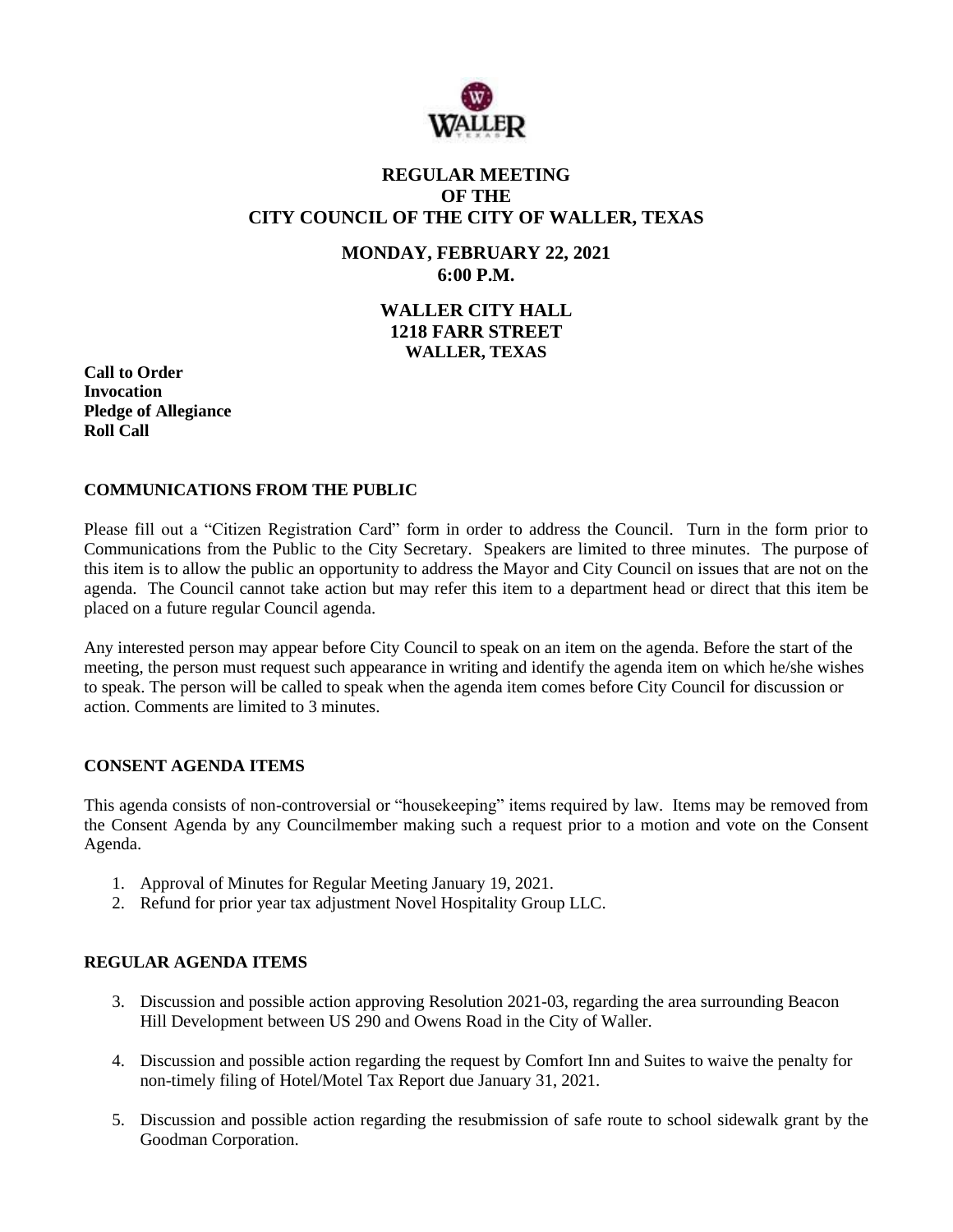# REGULAR MEETING
# OF THE
# CITY COUNCIL OF THE CITY OF WALLER, TEXAS

## MONDAY, FEBRUARY 22, 2021
## 6:00 P.M.

## WALLER CITY HALL
## 1218 FARR STREET
## WALLER, TEXAS

**Call to Order**
**Invocation**
**Pledge of Allegiance**
**Roll Call**

### COMMUNICATIONS FROM THE PUBLIC

Please fill out a "Citizen Registration Card" form in order to address the Council. Turn in the form prior to Communications from the Public to the City Secretary. Speakers are limited to three minutes. The purpose of this item is to allow the public an opportunity to address the Mayor and City Council on issues that are not on the agenda. The Council cannot take action but may refer this item to a department head or direct that this item be placed on a future regular Council agenda.

Any interested person may appear before City Council to speak on an item on the agenda. Before the start of the meeting, the person must request such appearance in writing and identify the agenda item on which he/she wishes to speak. The person will be called to speak when the agenda item comes before City Council for discussion or action. Comments are limited to 3 minutes.

### CONSENT AGENDA ITEMS

This agenda consists of non-controversial or "housekeeping" items required by law. Items may be removed from the Consent Agenda by any Councilmember making such a request prior to a motion and vote on the Consent Agenda.

1. Approval of Minutes for Regular Meeting January 19, 2021.
2. Refund for prior year tax adjustment Novel Hospitality Group LLC.

### REGULAR AGENDA ITEMS

3. Discussion and possible action approving Resolution 2021-03, regarding the area surrounding Beacon Hill Development between US 290 and Owens Road in the City of Waller.
4. Discussion and possible action regarding the request by Comfort Inn and Suites to waive the penalty for non-timely filing of Hotel/Motel Tax Report due January 31, 2021.
5. Discussion and possible action regarding the resubmission of safe route to school sidewalk grant by the Goodman Corporation.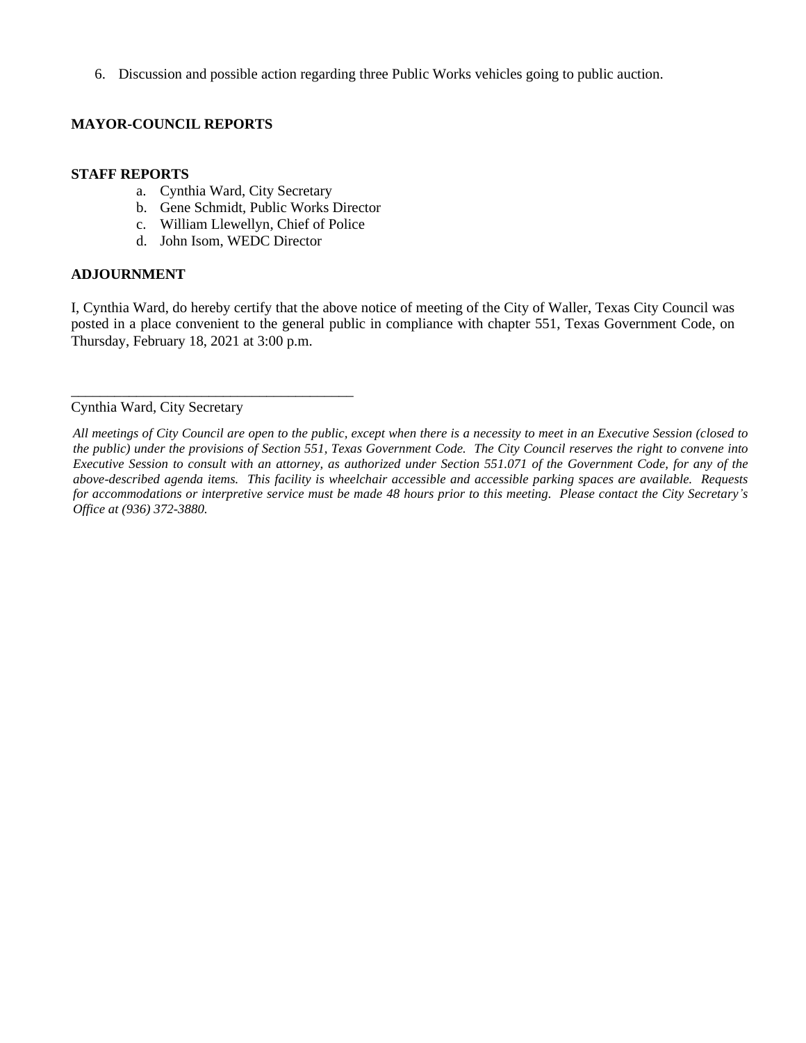6. Discussion and possible action regarding three Public Works vehicles going to public auction.

**MAYOR-COUNCIL REPORTS**

**STAFF REPORTS**

a. Cynthia Ward, City Secretary
b. Gene Schmidt, Public Works Director
c. William Llewellyn, Chief of Police
d. John Isom, WEDC Director

**ADJOURNMENT**

I, Cynthia Ward, do hereby certify that the above notice of meeting of the City of Waller, Texas City Council was posted in a place convenient to the general public in compliance with chapter 551, Texas Government Code, on Thursday, February 18, 2021 at 3:00 p.m.

_________________________________________

Cynthia Ward, City Secretary

*All meetings of City Council are open to the public, except when there is a necessity to meet in an Executive Session (closed to the public) under the provisions of Section 551, Texas Government Code. The City Council reserves the right to convene into Executive Session to consult with an attorney, as authorized under Section 551.071 of the Government Code, for any of the above-described agenda items. This facility is wheelchair accessible and accessible parking spaces are available. Requests for accommodations or interpretive service must be made 48 hours prior to this meeting. Please contact the City Secretary's Office at (936) 372-3880.*